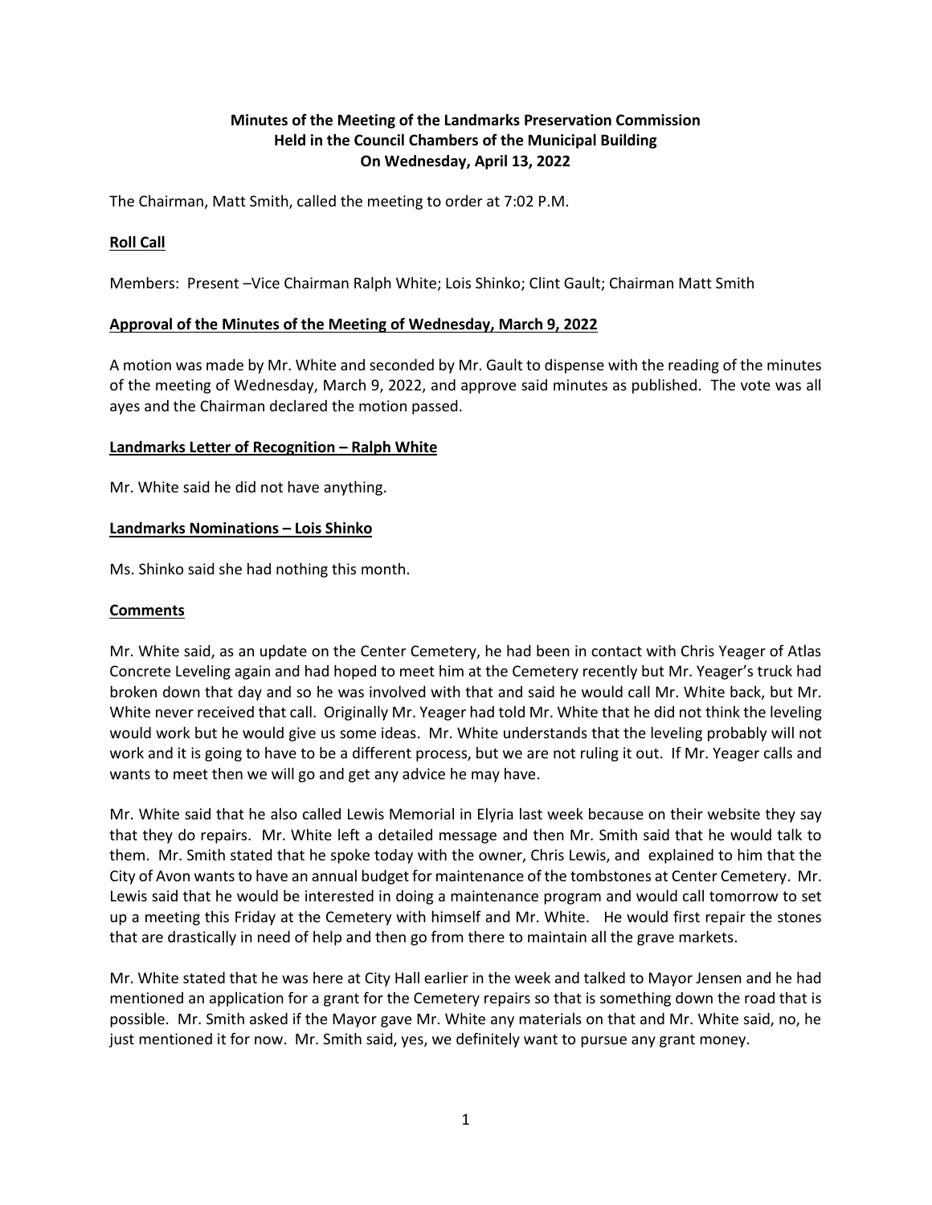**Minutes of the Meeting of the Landmarks Preservation Commission**
**Held in the Council Chambers of the Municipal Building**
**On Wednesday, April 13, 2022**

The Chairman, Matt Smith, called the meeting to order at 7:02 P.M.

**Roll Call**

Members: Present –Vice Chairman Ralph White; Lois Shinko; Clint Gault; Chairman Matt Smith

**Approval of the Minutes of the Meeting of Wednesday, March 9, 2022**

A motion was made by Mr. White and seconded by Mr. Gault to dispense with the reading of the minutes of the meeting of Wednesday, March 9, 2022, and approve said minutes as published. The vote was all ayes and the Chairman declared the motion passed.

**Landmarks Letter of Recognition – Ralph White**

Mr. White said he did not have anything.

**Landmarks Nominations – Lois Shinko**

Ms. Shinko said she had nothing this month.

**Comments**

Mr. White said, as an update on the Center Cemetery, he had been in contact with Chris Yeager of Atlas Concrete Leveling again and had hoped to meet him at the Cemetery recently but Mr. Yeager's truck had broken down that day and so he was involved with that and said he would call Mr. White back, but Mr. White never received that call. Originally Mr. Yeager had told Mr. White that he did not think the leveling would work but he would give us some ideas. Mr. White understands that the leveling probably will not work and it is going to have to be a different process, but we are not ruling it out. If Mr. Yeager calls and wants to meet then we will go and get any advice he may have.

Mr. White said that he also called Lewis Memorial in Elyria last week because on their website they say that they do repairs. Mr. White left a detailed message and then Mr. Smith said that he would talk to them. Mr. Smith stated that he spoke today with the owner, Chris Lewis, and explained to him that the City of Avon wants to have an annual budget for maintenance of the tombstones at Center Cemetery. Mr. Lewis said that he would be interested in doing a maintenance program and would call tomorrow to set up a meeting this Friday at the Cemetery with himself and Mr. White. He would first repair the stones that are drastically in need of help and then go from there to maintain all the grave markets.

Mr. White stated that he was here at City Hall earlier in the week and talked to Mayor Jensen and he had mentioned an application for a grant for the Cemetery repairs so that is something down the road that is possible. Mr. Smith asked if the Mayor gave Mr. White any materials on that and Mr. White said, no, he just mentioned it for now. Mr. Smith said, yes, we definitely want to pursue any grant money.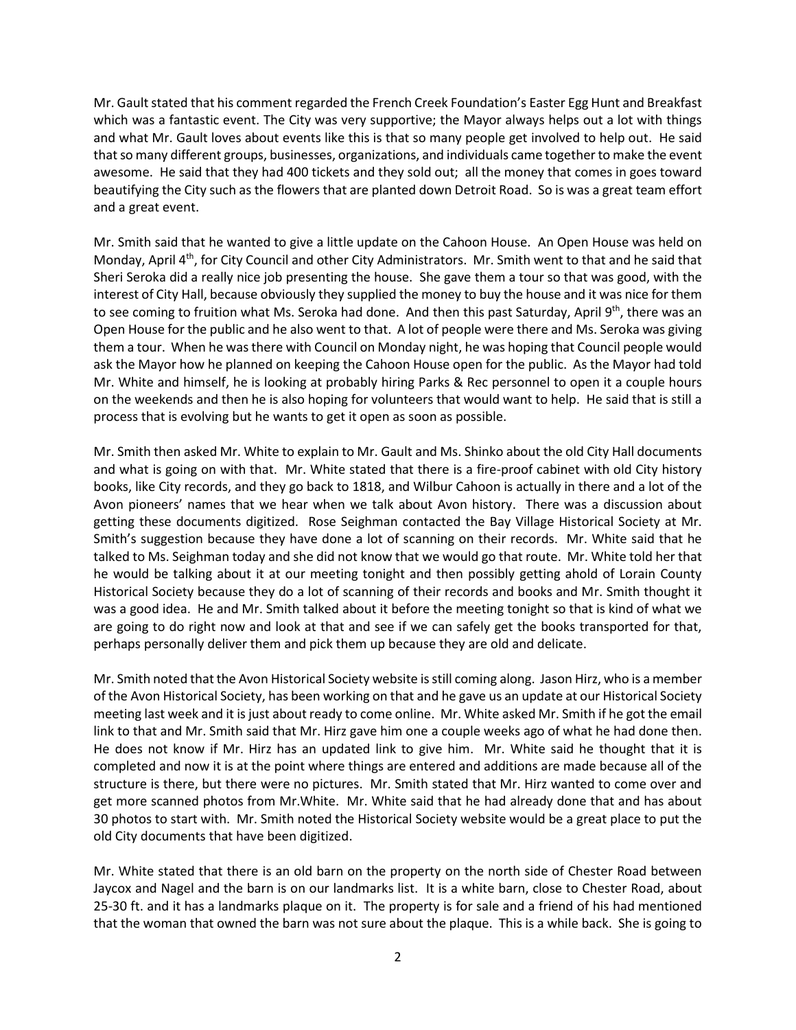Mr. Gault stated that his comment regarded the French Creek Foundation's Easter Egg Hunt and Breakfast which was a fantastic event. The City was very supportive; the Mayor always helps out a lot with things and what Mr. Gault loves about events like this is that so many people get involved to help out. He said that so many different groups, businesses, organizations, and individuals came together to make the event awesome. He said that they had 400 tickets and they sold out; all the money that comes in goes toward beautifying the City such as the flowers that are planted down Detroit Road. So is was a great team effort and a great event.

Mr. Smith said that he wanted to give a little update on the Cahoon House. An Open House was held on Monday, April 4th, for City Council and other City Administrators. Mr. Smith went to that and he said that Sheri Seroka did a really nice job presenting the house. She gave them a tour so that was good, with the interest of City Hall, because obviously they supplied the money to buy the house and it was nice for them to see coming to fruition what Ms. Seroka had done. And then this past Saturday, April 9th, there was an Open House for the public and he also went to that. A lot of people were there and Ms. Seroka was giving them a tour. When he was there with Council on Monday night, he was hoping that Council people would ask the Mayor how he planned on keeping the Cahoon House open for the public. As the Mayor had told Mr. White and himself, he is looking at probably hiring Parks & Rec personnel to open it a couple hours on the weekends and then he is also hoping for volunteers that would want to help. He said that is still a process that is evolving but he wants to get it open as soon as possible.

Mr. Smith then asked Mr. White to explain to Mr. Gault and Ms. Shinko about the old City Hall documents and what is going on with that. Mr. White stated that there is a fire-proof cabinet with old City history books, like City records, and they go back to 1818, and Wilbur Cahoon is actually in there and a lot of the Avon pioneers' names that we hear when we talk about Avon history. There was a discussion about getting these documents digitized. Rose Seighman contacted the Bay Village Historical Society at Mr. Smith's suggestion because they have done a lot of scanning on their records. Mr. White said that he talked to Ms. Seighman today and she did not know that we would go that route. Mr. White told her that he would be talking about it at our meeting tonight and then possibly getting ahold of Lorain County Historical Society because they do a lot of scanning of their records and books and Mr. Smith thought it was a good idea. He and Mr. Smith talked about it before the meeting tonight so that is kind of what we are going to do right now and look at that and see if we can safely get the books transported for that, perhaps personally deliver them and pick them up because they are old and delicate.

Mr. Smith noted that the Avon Historical Society website is still coming along. Jason Hirz, who is a member of the Avon Historical Society, has been working on that and he gave us an update at our Historical Society meeting last week and it is just about ready to come online. Mr. White asked Mr. Smith if he got the email link to that and Mr. Smith said that Mr. Hirz gave him one a couple weeks ago of what he had done then. He does not know if Mr. Hirz has an updated link to give him. Mr. White said he thought that it is completed and now it is at the point where things are entered and additions are made because all of the structure is there, but there were no pictures. Mr. Smith stated that Mr. Hirz wanted to come over and get more scanned photos from Mr.White. Mr. White said that he had already done that and has about 30 photos to start with. Mr. Smith noted the Historical Society website would be a great place to put the old City documents that have been digitized.

Mr. White stated that there is an old barn on the property on the north side of Chester Road between Jaycox and Nagel and the barn is on our landmarks list. It is a white barn, close to Chester Road, about 25-30 ft. and it has a landmarks plaque on it. The property is for sale and a friend of his had mentioned that the woman that owned the barn was not sure about the plaque. This is a while back. She is going to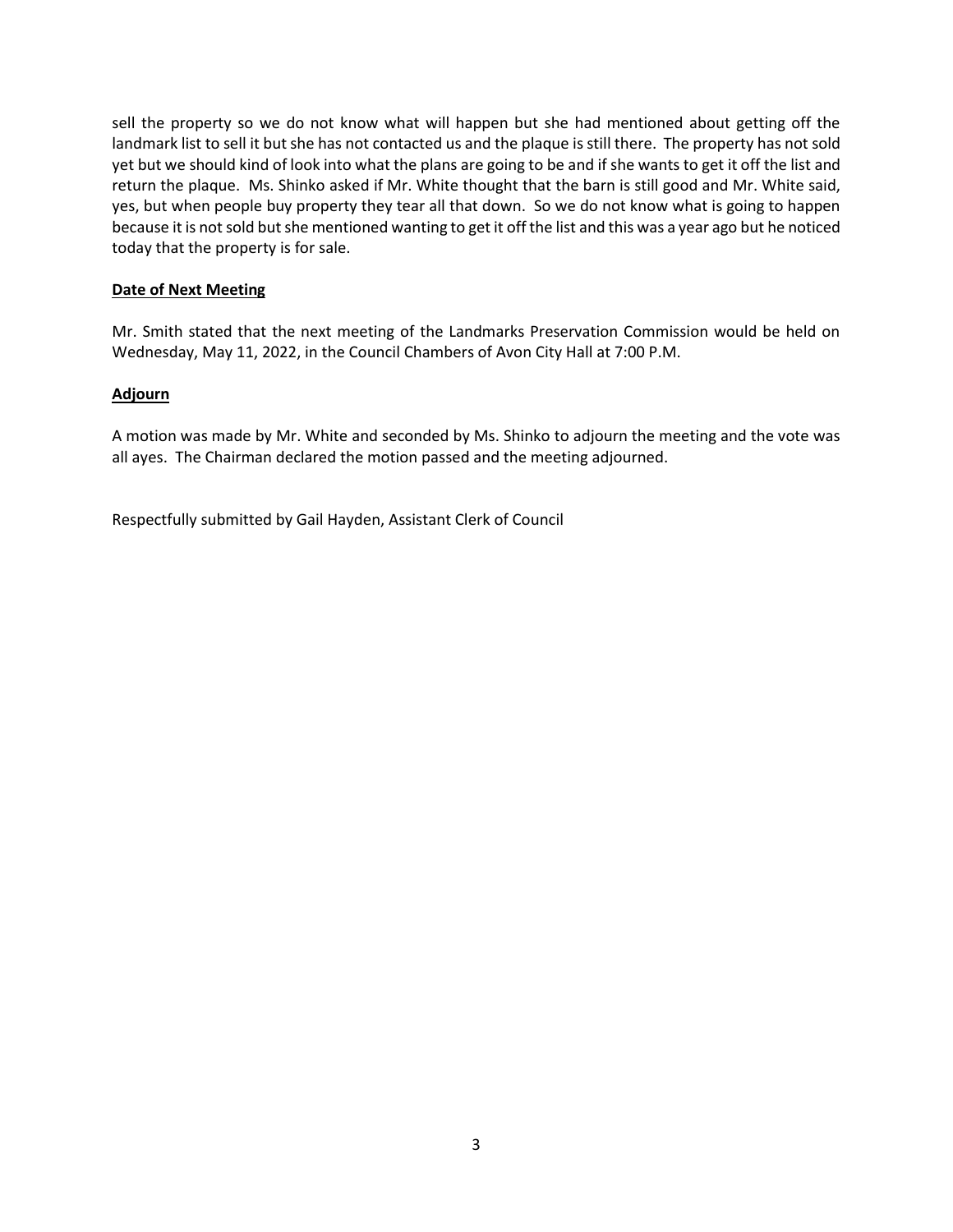sell the property so we do not know what will happen but she had mentioned about getting off the landmark list to sell it but she has not contacted us and the plaque is still there. The property has not sold yet but we should kind of look into what the plans are going to be and if she wants to get it off the list and return the plaque. Ms. Shinko asked if Mr. White thought that the barn is still good and Mr. White said, yes, but when people buy property they tear all that down. So we do not know what is going to happen because it is not sold but she mentioned wanting to get it off the list and this was a year ago but he noticed today that the property is for sale.

**Date of Next Meeting**

Mr. Smith stated that the next meeting of the Landmarks Preservation Commission would be held on Wednesday, May 11, 2022, in the Council Chambers of Avon City Hall at 7:00 P.M.

**Adjourn**

A motion was made by Mr. White and seconded by Ms. Shinko to adjourn the meeting and the vote was all ayes. The Chairman declared the motion passed and the meeting adjourned.

Respectfully submitted by Gail Hayden, Assistant Clerk of Council